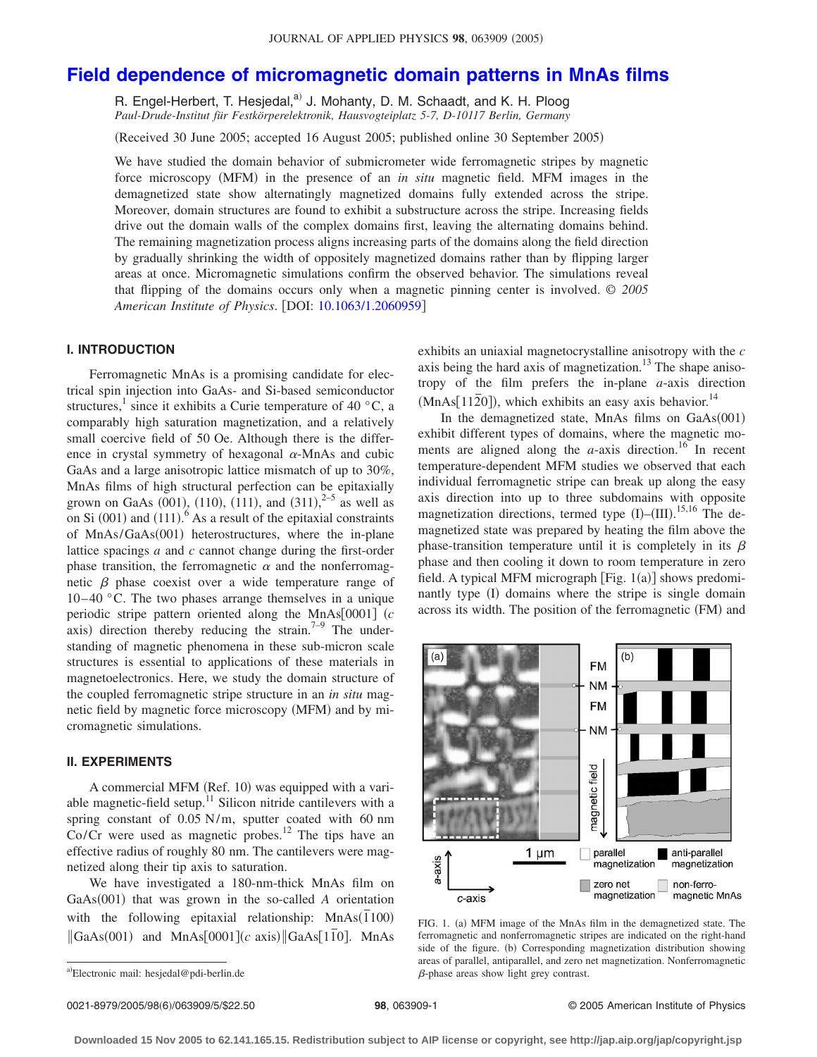# Field dependence of micromagnetic domain patterns in MnAs films

R. Engel-Herbert, T. Hesjedal,[a] J. Mohanty, D. M. Schaadt, and K. H. Ploog

*Paul-Drude-Institut für Festkörperelektronik, Hausvogteiplatz 5-7, D-10117 Berlin, Germany*

(Received 30 June 2005; accepted 16 August 2005; published online 30 September 2005)

We have studied the domain behavior of submicrometer wide ferromagnetic stripes by magnetic force microscopy (MFM) in the presence of an *in situ* magnetic field. MFM images in the demagnetized state show alternatingly magnetized domains fully extended across the stripe. Moreover, domain structures are found to exhibit a substructure across the stripe. Increasing fields drive out the domain walls of the complex domains first, leaving the alternating domains behind. The remaining magnetization process aligns increasing parts of the domains along the field direction by gradually shrinking the width of oppositely magnetized domains rather than by flipping larger areas at once. Micromagnetic simulations confirm the observed behavior. The simulations reveal that flipping of the domains occurs only when a magnetic pinning center is involved. © *2005 American Institute of Physics*. [DOI: 10.1063/1.2060959]

## I. INTRODUCTION

Ferromagnetic MnAs is a promising candidate for electrical spin injection into GaAs- and Si-based semiconductor structures,[1] since it exhibits a Curie temperature of 40 °C, a comparably high saturation magnetization, and a relatively small coercive field of 50 Oe. Although there is the difference in crystal symmetry of hexagonal $\alpha$-MnAs and cubic GaAs and a large anisotropic lattice mismatch of up to 30%, MnAs films of high structural perfection can be epitaxially grown on GaAs (001), (110), (111), and (311),[2–5] as well as on Si (001) and (111).[6] As a result of the epitaxial constraints of MnAs/GaAs(001) heterostructures, where the in-plane lattice spacings $a$ and $c$ cannot change during the first-order phase transition, the ferromagnetic $\alpha$ and the nonferromagnetic $\beta$ phase coexist over a wide temperature range of 10–40 °C. The two phases arrange themselves in a unique periodic stripe pattern oriented along the MnAs[0001] ($c$ axis) direction thereby reducing the strain.[7–9] The understanding of magnetic phenomena in these sub-micron scale structures is essential to applications of these materials in magnetoelectronics. Here, we study the domain structure of the coupled ferromagnetic stripe structure in an *in situ* magnetic field by magnetic force microscopy (MFM) and by micromagnetic simulations.

## II. EXPERIMENTS

A commercial MFM (Ref. 10) was equipped with a variable magnetic-field setup.[11] Silicon nitride cantilevers with a spring constant of 0.05 N/m, sputter coated with 60 nm Co/Cr were used as magnetic probes.[12] The tips have an effective radius of roughly 80 nm. The cantilevers were magnetized along their tip axis to saturation.

We have investigated a 180-nm-thick MnAs film on GaAs(001) that was grown in the so-called *A* orientation with the following epitaxial relationship: MnAs($\bar{1}$100) ‖GaAs(001) and MnAs[0001]($c$ axis)‖GaAs[1$\bar{1}$0]. MnAs exhibits an uniaxial magnetocrystalline anisotropy with the $c$ axis being the hard axis of magnetization.[13] The shape anisotropy of the film prefers the in-plane $a$-axis direction (MnAs[11$\bar{2}$0]), which exhibits an easy axis behavior.[14]

In the demagnetized state, MnAs films on GaAs(001) exhibit different types of domains, where the magnetic moments are aligned along the $a$-axis direction.[16] In recent temperature-dependent MFM studies we observed that each individual ferromagnetic stripe can break up along the easy axis direction into up to three subdomains with opposite magnetization directions, termed type (I)–(III).[15,16] The demagnetized state was prepared by heating the film above the phase-transition temperature until it is completely in its $\beta$ phase and then cooling it down to room temperature in zero field. A typical MFM micrograph [Fig. 1(a)] shows predominantly type (I) domains where the stripe is single domain across its width. The position of the ferromagnetic (FM) and

FIG. 1. (a) MFM image of the MnAs film in the demagnetized state. The ferromagnetic and nonferromagnetic stripes are indicated on the right-hand side of the figure. (b) Corresponding magnetization distribution showing areas of parallel, antiparallel, and zero net magnetization. Nonferromagnetic $\beta$-phase areas show light grey contrast.

---
[a]Electronic mail: hesjedal@pdi-berlin.de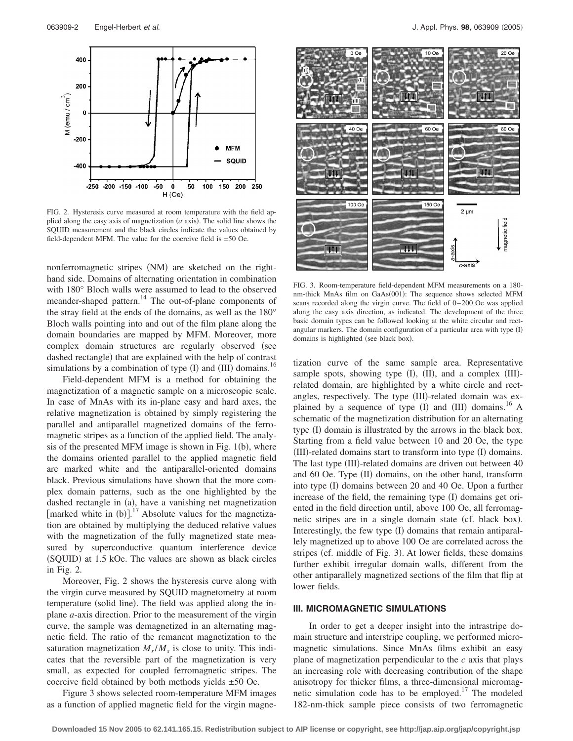FIG. 2. Hysteresis curve measured at room temperature with the field applied along the easy axis of magnetization (*a* axis). The solid line shows the SQUID measurement and the black circles indicate the values obtained by field-dependent MFM. The value for the coercive field is ±50 Oe.

nonferromagnetic stripes (NM) are sketched on the right-hand side. Domains of alternating orientation in combination with 180° Bloch walls were assumed to lead to the observed meander-shaped pattern.[14] The out-of-plane components of the stray field at the ends of the domains, as well as the 180° Bloch walls pointing into and out of the film plane along the domain boundaries are mapped by MFM. Moreover, more complex domain structures are regularly observed (see dashed rectangle) that are explained with the help of contrast simulations by a combination of type (I) and (III) domains.[16]

Field-dependent MFM is a method for obtaining the magnetization of a magnetic sample on a microscopic scale. In case of MnAs with its in-plane easy and hard axes, the relative magnetization is obtained by simply registering the parallel and antiparallel magnetized domains of the ferromagnetic stripes as a function of the applied field. The analysis of the presented MFM image is shown in Fig. 1(b), where the domains oriented parallel to the applied magnetic field are marked white and the antiparallel-oriented domains black. Previous simulations have shown that the more complex domain patterns, such as the one highlighted by the dashed rectangle in (a), have a vanishing net magnetization [marked white in (b)].[17] Absolute values for the magnetization are obtained by multiplying the deduced relative values with the magnetization of the fully magnetized state measured by superconductive quantum interference device (SQUID) at 1.5 kOe. The values are shown as black circles in Fig. 2.

Moreover, Fig. 2 shows the hysteresis curve along with the virgin curve measured by SQUID magnetometry at room temperature (solid line). The field was applied along the in-plane *a*-axis direction. Prior to the measurement of the virgin curve, the sample was demagnetized in an alternating magnetic field. The ratio of the remanent magnetization to the saturation magnetization $M_r/M_s$ is close to unity. This indicates that the reversible part of the magnetization is very small, as expected for coupled ferromagnetic stripes. The coercive field obtained by both methods yields ±50 Oe.

Figure 3 shows selected room-temperature MFM images as a function of applied magnetic field for the virgin magnetization curve of the same sample area. Representative sample spots, showing type (I), (II), and a complex (III)-related domain, are highlighted by a white circle and rectangles, respectively. The type (III)-related domain was explained by a sequence of type (I) and (III) domains.[16] A schematic of the magnetization distribution for an alternating type (I) domain is illustrated by the arrows in the black box. Starting from a field value between 10 and 20 Oe, the type (III)-related domains start to transform into type (I) domains. The last type (III)-related domains are driven out between 40 and 60 Oe. Type (II) domains, on the other hand, transform into type (I) domains between 20 and 40 Oe. Upon a further increase of the field, the remaining type (I) domains get oriented in the field direction until, above 100 Oe, all ferromagnetic stripes are in a single domain state (cf. black box). Interestingly, the few type (I) domains that remain antiparallely magnetized up to above 100 Oe are correlated across the stripes (cf. middle of Fig. 3). At lower fields, these domains further exhibit irregular domain walls, different from the other antiparallely magnetized sections of the film that flip at lower fields.

FIG. 3. Room-temperature field-dependent MFM measurements on a 180-nm-thick MnAs film on GaAs(001): The sequence shows selected MFM scans recorded along the virgin curve. The field of 0–200 Oe was applied along the easy axis direction, as indicated. The development of the three basic domain types can be followed looking at the white circular and rectangular markers. The domain configuration of a particular area with type (I) domains is highlighted (see black box).

## III. MICROMAGNETIC SIMULATIONS

In order to get a deeper insight into the intrastripe domain structure and interstripe coupling, we performed micromagnetic simulations. Since MnAs films exhibit an easy plane of magnetization perpendicular to the *c* axis that plays an increasing role with decreasing contribution of the shape anisotropy for thicker films, a three-dimensional micromagnetic simulation code has to be employed.[17] The modeled 182-nm-thick sample piece consists of two ferromagnetic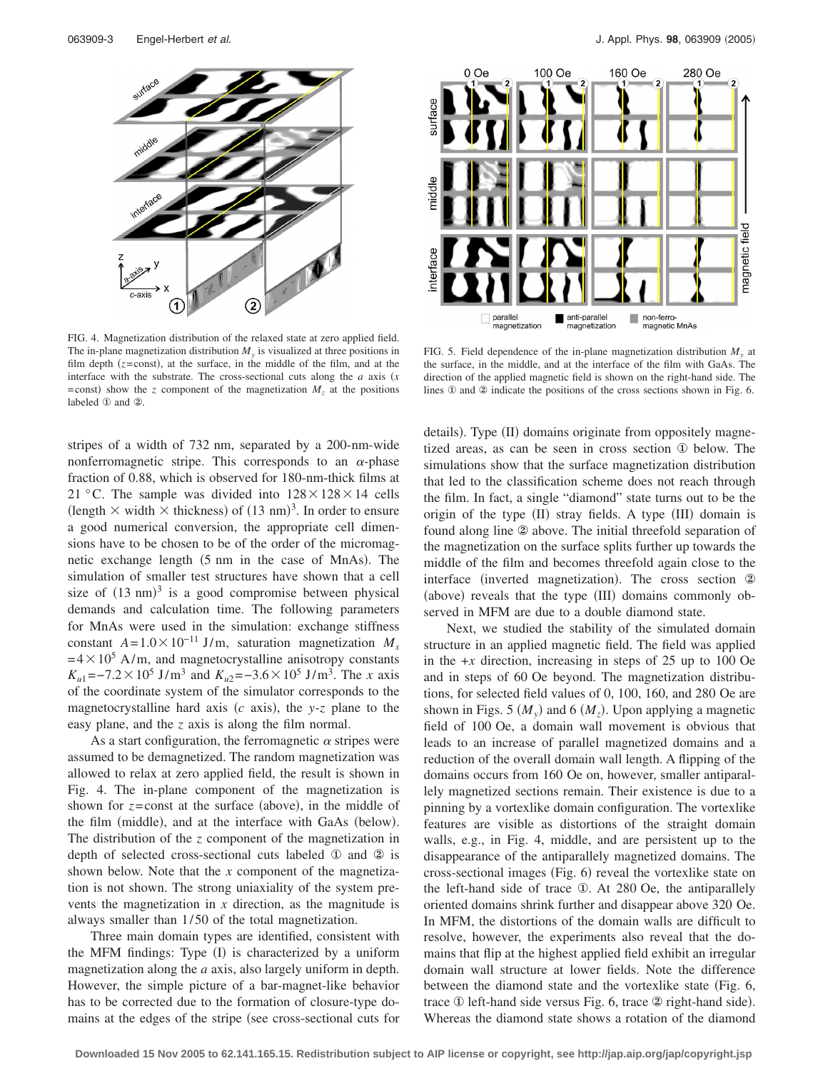FIG. 4. Magnetization distribution of the relaxed state at zero applied field. The in-plane magnetization distribution $M_y$ is visualized at three positions in film depth ($z$=const), at the surface, in the middle of the film, and at the interface with the substrate. The cross-sectional cuts along the $a$ axis ($x$=const) show the $z$ component of the magnetization $M_z$ at the positions labeled ① and ②.

FIG. 5. Field dependence of the in-plane magnetization distribution $M_y$ at the surface, in the middle, and at the interface of the film with GaAs. The direction of the applied magnetic field is shown on the right-hand side. The lines ① and ② indicate the positions of the cross sections shown in Fig. 6.

stripes of a width of 732 nm, separated by a 200-nm-wide nonferromagnetic stripe. This corresponds to an $\alpha$-phase fraction of 0.88, which is observed for 180-nm-thick films at 21 °C. The sample was divided into $128 \times 128 \times 14$ cells (length × width × thickness) of $(13\ \text{nm})^3$. In order to ensure a good numerical conversion, the appropriate cell dimensions have to be chosen to be of the order of the micromagnetic exchange length (5 nm in the case of MnAs). The simulation of smaller test structures have shown that a cell size of $(13\ \text{nm})^3$ is a good compromise between physical demands and calculation time. The following parameters for MnAs were used in the simulation: exchange stiffness constant $A = 1.0 \times 10^{-11}$ J/m, saturation magnetization $M_s = 4 \times 10^5$ A/m, and magnetocrystalline anisotropy constants $K_{u1} = -7.2 \times 10^5$ J/m$^3$ and $K_{u2} = -3.6 \times 10^5$ J/m$^3$. The $x$ axis of the coordinate system of the simulator corresponds to the magnetocrystalline hard axis ($c$ axis), the $y$-$z$ plane to the easy plane, and the $z$ axis is along the film normal.

As a start configuration, the ferromagnetic $\alpha$ stripes were assumed to be demagnetized. The random magnetization was allowed to relax at zero applied field, the result is shown in Fig. 4. The in-plane component of the magnetization is shown for $z$=const at the surface (above), in the middle of the film (middle), and at the interface with GaAs (below). The distribution of the $z$ component of the magnetization in depth of selected cross-sectional cuts labeled ① and ② is shown below. Note that the $x$ component of the magnetization is not shown. The strong uniaxiality of the system prevents the magnetization in $x$ direction, as the magnitude is always smaller than 1/50 of the total magnetization.

Three main domain types are identified, consistent with the MFM findings: Type (I) is characterized by a uniform magnetization along the $a$ axis, also largely uniform in depth. However, the simple picture of a bar-magnet-like behavior has to be corrected due to the formation of closure-type domains at the edges of the stripe (see cross-sectional cuts for details). Type (II) domains originate from oppositely magnetized areas, as can be seen in cross section ① below. The simulations show that the surface magnetization distribution that led to the classification scheme does not reach through the film. In fact, a single "diamond" state turns out to be the origin of the type (II) stray fields. A type (III) domain is found along line ② above. The initial threefold separation of the magnetization on the surface splits further up towards the middle of the film and becomes threefold again close to the interface (inverted magnetization). The cross section ② (above) reveals that the type (III) domains commonly observed in MFM are due to a double diamond state.

Next, we studied the stability of the simulated domain structure in an applied magnetic field. The field was applied in the +$x$ direction, increasing in steps of 25 up to 100 Oe and in steps of 60 Oe beyond. The magnetization distributions, for selected field values of 0, 100, 160, and 280 Oe are shown in Figs. 5 ($M_y$) and 6 ($M_z$). Upon applying a magnetic field of 100 Oe, a domain wall movement is obvious that leads to an increase of parallel magnetized domains and a reduction of the overall domain wall length. A flipping of the domains occurs from 160 Oe on, however, smaller antiparallely magnetized sections remain. Their existence is due to a pinning by a vortexlike domain configuration. The vortexlike features are visible as distortions of the straight domain walls, e.g., in Fig. 4, middle, and are persistent up to the disappearance of the antiparallely magnetized domains. The cross-sectional images (Fig. 6) reveal the vortexlike state on the left-hand side of trace ①. At 280 Oe, the antiparallely oriented domains shrink further and disappear above 320 Oe. In MFM, the distortions of the domain walls are difficult to resolve, however, the experiments also reveal that the domains that flip at the highest applied field exhibit an irregular domain wall structure at lower fields. Note the difference between the diamond state and the vortexlike state (Fig. 6, trace ① left-hand side versus Fig. 6, trace ② right-hand side). Whereas the diamond state shows a rotation of the diamond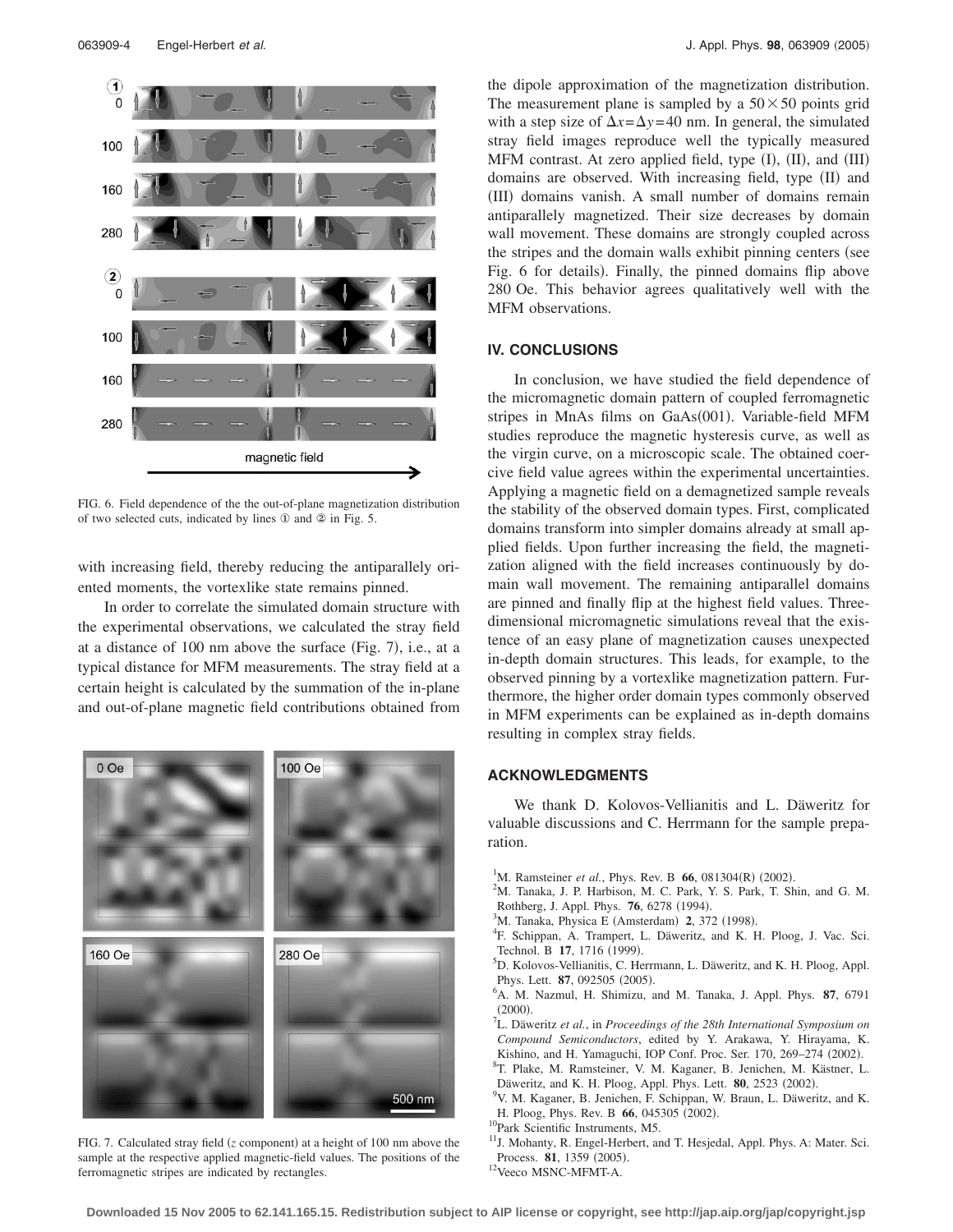FIG. 6. Field dependence of the the out-of-plane magnetization distribution of two selected cuts, indicated by lines ① and ② in Fig. 5.

with increasing field, thereby reducing the antiparallely oriented moments, the vortexlike state remains pinned.

In order to correlate the simulated domain structure with the experimental observations, we calculated the stray field at a distance of 100 nm above the surface (Fig. 7), i.e., at a typical distance for MFM measurements. The stray field at a certain height is calculated by the summation of the in-plane and out-of-plane magnetic field contributions obtained from the dipole approximation of the magnetization distribution. The measurement plane is sampled by a $50 \times 50$ points grid with a step size of $\Delta x = \Delta y = 40$ nm. In general, the simulated stray field images reproduce well the typically measured MFM contrast. At zero applied field, type (I), (II), and (III) domains are observed. With increasing field, type (II) and (III) domains vanish. A small number of domains remain antiparallely magnetized. Their size decreases by domain wall movement. These domains are strongly coupled across the stripes and the domain walls exhibit pinning centers (see Fig. 6 for details). Finally, the pinned domains flip above 280 Oe. This behavior agrees qualitatively well with the MFM observations.

FIG. 7. Calculated stray field ($z$ component) at a height of 100 nm above the sample at the respective applied magnetic-field values. The positions of the ferromagnetic stripes are indicated by rectangles.

## IV. CONCLUSIONS

In conclusion, we have studied the field dependence of the micromagnetic domain pattern of coupled ferromagnetic stripes in MnAs films on GaAs(001). Variable-field MFM studies reproduce the magnetic hysteresis curve, as well as the virgin curve, on a microscopic scale. The obtained coercive field value agrees within the experimental uncertainties. Applying a magnetic field on a demagnetized sample reveals the stability of the observed domain types. First, complicated domains transform into simpler domains already at small applied fields. Upon further increasing the field, the magnetization aligned with the field increases continuously by domain wall movement. The remaining antiparallel domains are pinned and finally flip at the highest field values. Three-dimensional micromagnetic simulations reveal that the existence of an easy plane of magnetization causes unexpected in-depth domain structures. This leads, for example, to the observed pinning by a vortexlike magnetization pattern. Furthermore, the higher order domain types commonly observed in MFM experiments can be explained as in-depth domains resulting in complex stray fields.

## ACKNOWLEDGMENTS

We thank D. Kolovos-Vellianitis and L. Däweritz for valuable discussions and C. Herrmann for the sample preparation.

[1] M. Ramsteiner *et al.*, Phys. Rev. B **66**, 081304(R) (2002).
[2] M. Tanaka, J. P. Harbison, M. C. Park, Y. S. Park, T. Shin, and G. M. Rothberg, J. Appl. Phys. **76**, 6278 (1994).
[3] M. Tanaka, Physica E (Amsterdam) **2**, 372 (1998).
[4] F. Schippan, A. Trampert, L. Däweritz, and K. H. Ploog, J. Vac. Sci. Technol. B **17**, 1716 (1999).
[5] D. Kolovos-Vellianitis, C. Herrmann, L. Däweritz, and K. H. Ploog, Appl. Phys. Lett. **87**, 092505 (2005).
[6] A. M. Nazmul, H. Shimizu, and M. Tanaka, J. Appl. Phys. **87**, 6791 (2000).
[7] L. Däweritz *et al.*, in *Proceedings of the 28th International Symposium on Compound Semiconductors*, edited by Y. Arakawa, Y. Hirayama, K. Kishino, and H. Yamaguchi, IOP Conf. Proc. Ser. 170, 269–274 (2002).
[8] T. Plake, M. Ramsteiner, V. M. Kaganer, B. Jenichen, M. Kästner, L. Däweritz, and K. H. Ploog, Appl. Phys. Lett. **80**, 2523 (2002).
[9] V. M. Kaganer, B. Jenichen, F. Schippan, W. Braun, L. Däweritz, and K. H. Ploog, Phys. Rev. B **66**, 045305 (2002).
[10] Park Scientific Instruments, M5.
[11] J. Mohanty, R. Engel-Herbert, and T. Hesjedal, Appl. Phys. A: Mater. Sci. Process. **81**, 1359 (2005).
[12] Veeco MSNC-MFMT-A.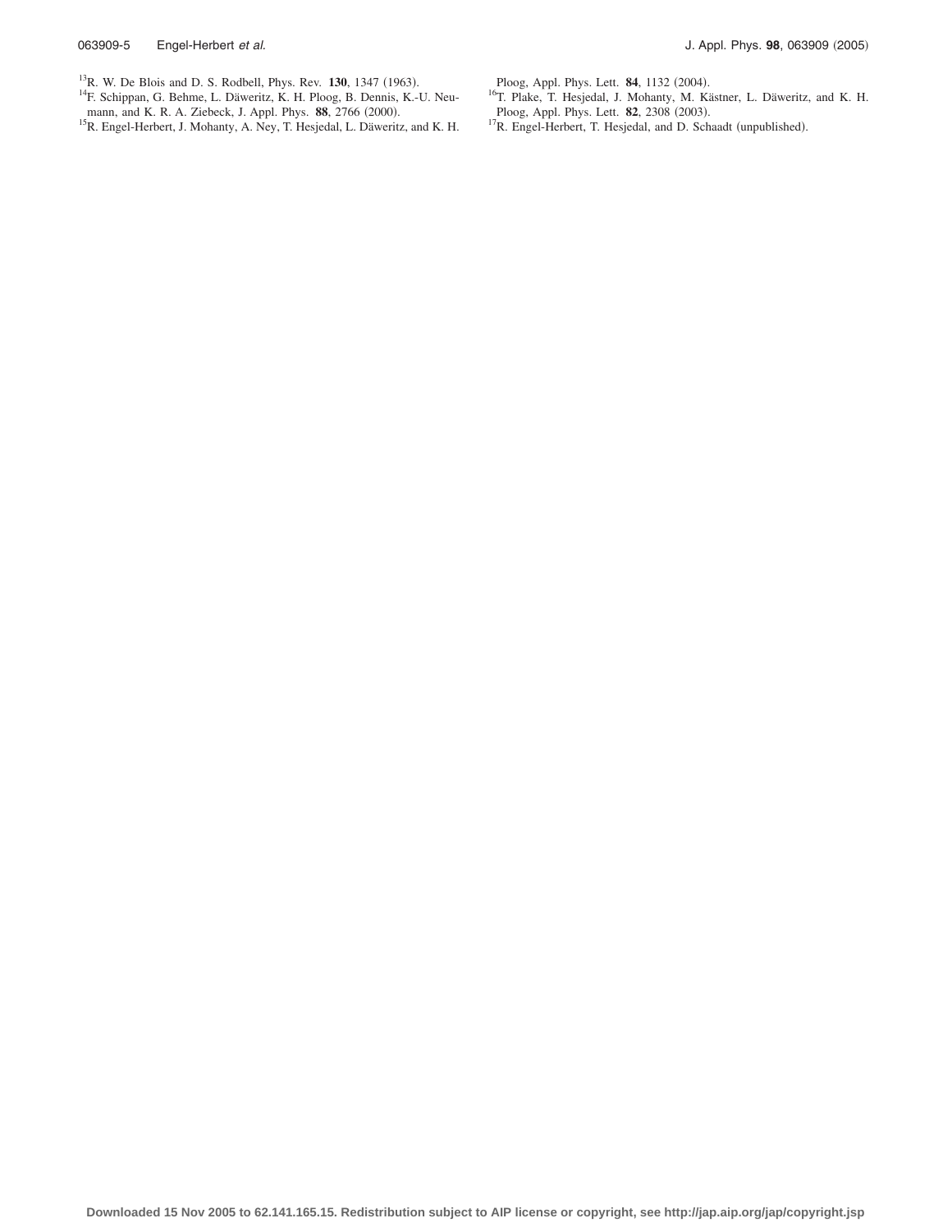[13] R. W. De Blois and D. S. Rodbell, Phys. Rev. **130**, 1347 (1963).
[14] F. Schippan, G. Behme, L. Däweritz, K. H. Ploog, B. Dennis, K.-U. Neumann, and K. R. A. Ziebeck, J. Appl. Phys. **88**, 2766 (2000).
[15] R. Engel-Herbert, J. Mohanty, A. Ney, T. Hesjedal, L. Däweritz, and K. H. Ploog, Appl. Phys. Lett. **84**, 1132 (2004).
[16] T. Plake, T. Hesjedal, J. Mohanty, M. Kästner, L. Däweritz, and K. H. Ploog, Appl. Phys. Lett. **82**, 2308 (2003).
[17] R. Engel-Herbert, T. Hesjedal, and D. Schaadt (unpublished).